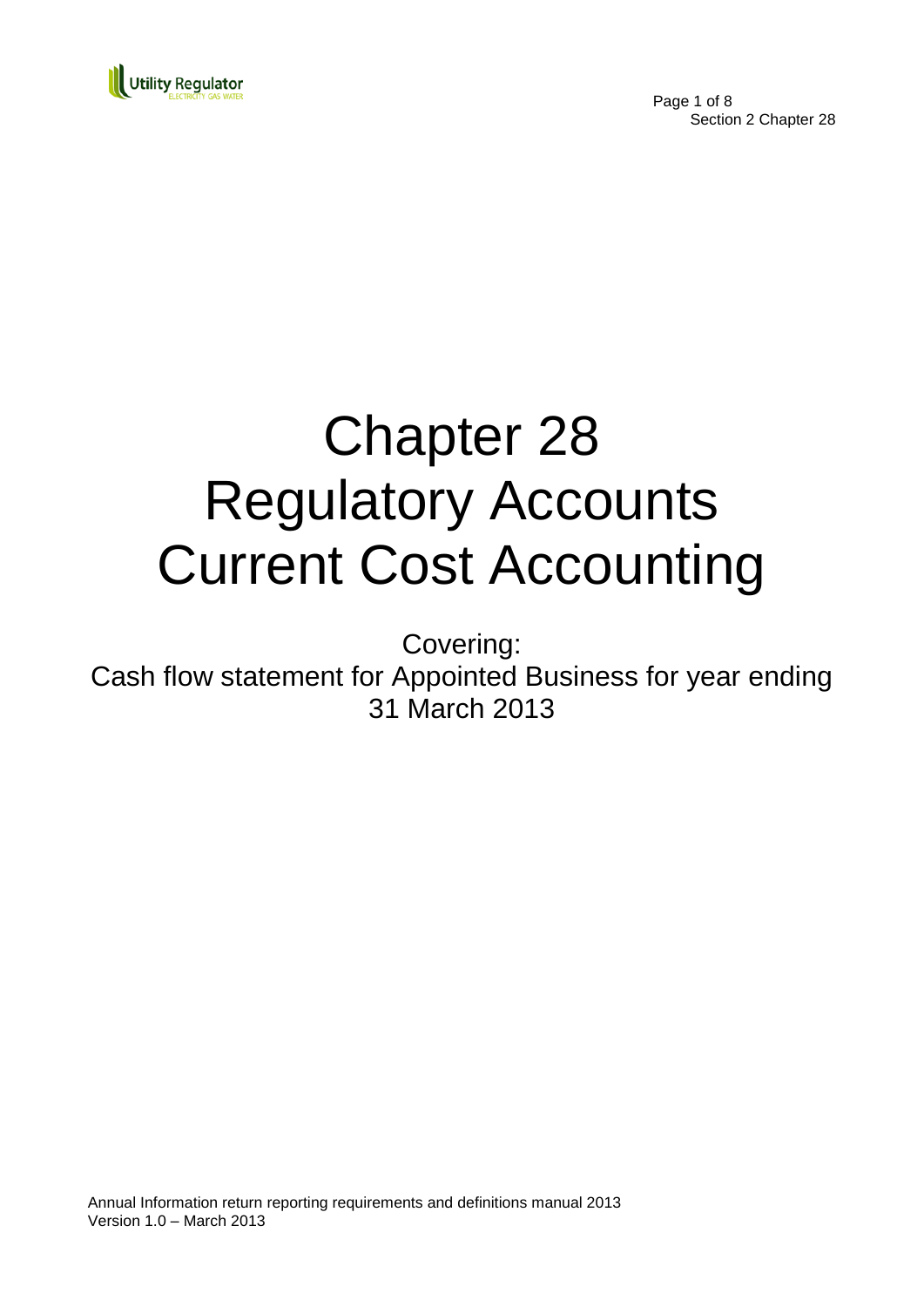# Chapter 28 Regulatory Accounts Current Cost Accounting

Covering:
Cash flow statement for Appointed Business for year ending 31 March 2013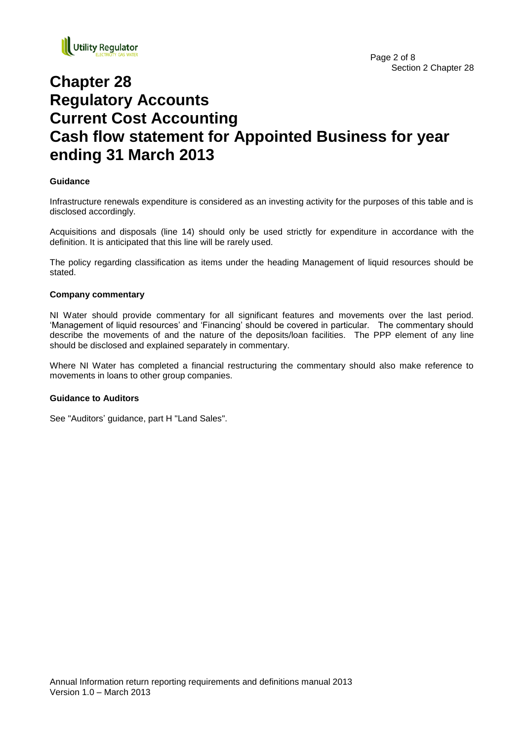# Chapter 28 Regulatory Accounts Current Cost Accounting Cash flow statement for Appointed Business for year ending 31 March 2013

**Guidance**

Infrastructure renewals expenditure is considered as an investing activity for the purposes of this table and is disclosed accordingly.

Acquisitions and disposals (line 14) should only be used strictly for expenditure in accordance with the definition. It is anticipated that this line will be rarely used.

The policy regarding classification as items under the heading Management of liquid resources should be stated.

**Company commentary**

NI Water should provide commentary for all significant features and movements over the last period. 'Management of liquid resources' and 'Financing' should be covered in particular. The commentary should describe the movements of and the nature of the deposits/loan facilities. The PPP element of any line should be disclosed and explained separately in commentary.

Where NI Water has completed a financial restructuring the commentary should also make reference to movements in loans to other group companies.

**Guidance to Auditors**

See "Auditors' guidance, part H "Land Sales".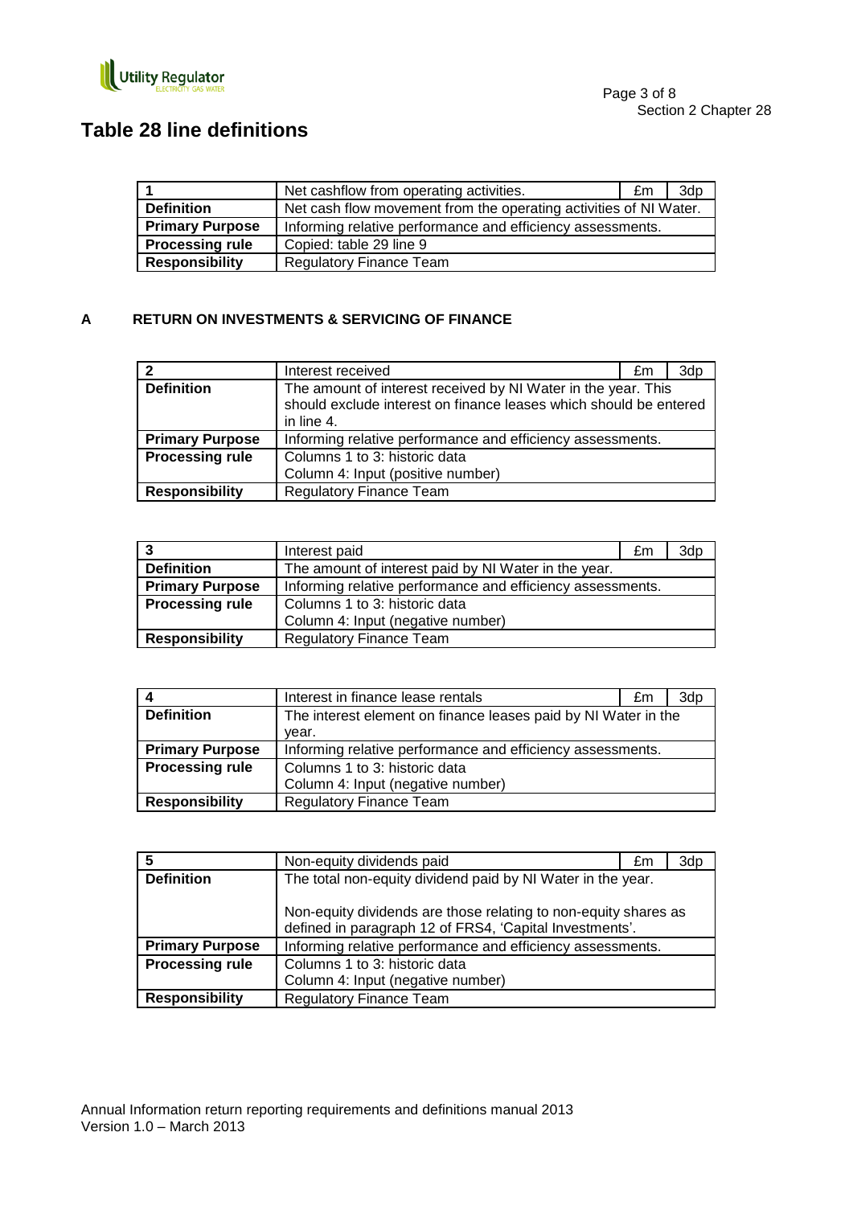# Table 28 line definitions

| 1 | Net cashflow from operating activities. | £m | 3dp |
|---|---|---|---|
| **Definition** | Net cash flow movement from the operating activities of NI Water. | | |
| **Primary Purpose** | Informing relative performance and efficiency assessments. | | |
| **Processing rule** | Copied: table 29 line 9 | | |
| **Responsibility** | Regulatory Finance Team | | |

## A RETURN ON INVESTMENTS & SERVICING OF FINANCE

| 2 | Interest received | £m | 3dp |
|---|---|---|---|
| **Definition** | The amount of interest received by NI Water in the year. This should exclude interest on finance leases which should be entered in line 4. | | |
| **Primary Purpose** | Informing relative performance and efficiency assessments. | | |
| **Processing rule** | Columns 1 to 3: historic data<br>Column 4: Input (positive number) | | |
| **Responsibility** | Regulatory Finance Team | | |

| 3 | Interest paid | £m | 3dp |
|---|---|---|---|
| **Definition** | The amount of interest paid by NI Water in the year. | | |
| **Primary Purpose** | Informing relative performance and efficiency assessments. | | |
| **Processing rule** | Columns 1 to 3: historic data<br>Column 4: Input (negative number) | | |
| **Responsibility** | Regulatory Finance Team | | |

| 4 | Interest in finance lease rentals | £m | 3dp |
|---|---|---|---|
| **Definition** | The interest element on finance leases paid by NI Water in the year. | | |
| **Primary Purpose** | Informing relative performance and efficiency assessments. | | |
| **Processing rule** | Columns 1 to 3: historic data<br>Column 4: Input (negative number) | | |
| **Responsibility** | Regulatory Finance Team | | |

| 5 | Non-equity dividends paid | £m | 3dp |
|---|---|---|---|
| **Definition** | The total non-equity dividend paid by NI Water in the year.<br><br>Non-equity dividends are those relating to non-equity shares as defined in paragraph 12 of FRS4, 'Capital Investments'. | | |
| **Primary Purpose** | Informing relative performance and efficiency assessments. | | |
| **Processing rule** | Columns 1 to 3: historic data<br>Column 4: Input (negative number) | | |
| **Responsibility** | Regulatory Finance Team | | |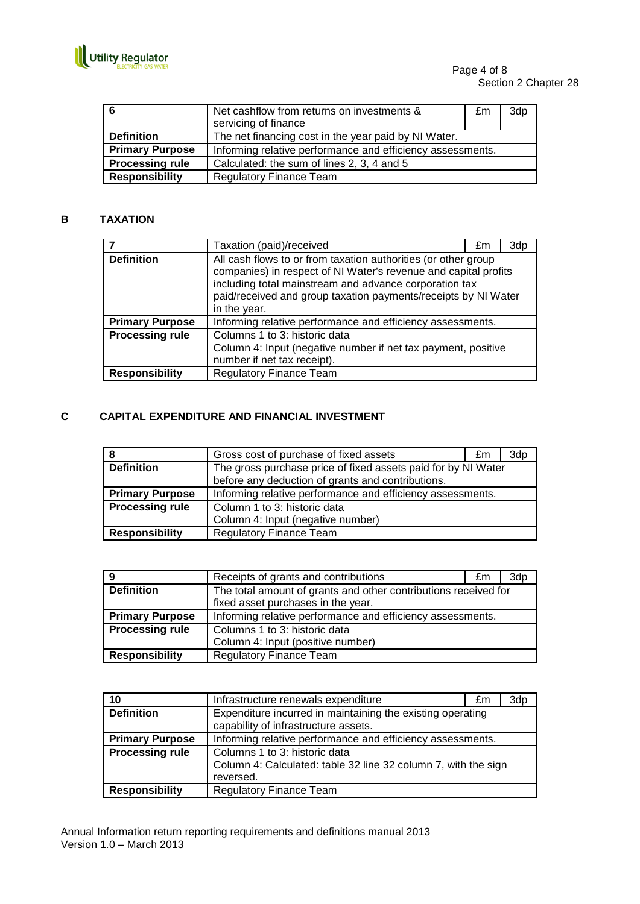| 6 | Net cashflow from returns on investments & servicing of finance | £m | 3dp |
|---|---|---|---|
| **Definition** | The net financing cost in the year paid by NI Water. | | |
| **Primary Purpose** | Informing relative performance and efficiency assessments. | | |
| **Processing rule** | Calculated: the sum of lines 2, 3, 4 and 5 | | |
| **Responsibility** | Regulatory Finance Team | | |

## B TAXATION

| 7 | Taxation (paid)/received | £m | 3dp |
|---|---|---|---|
| **Definition** | All cash flows to or from taxation authorities (or other group companies) in respect of NI Water's revenue and capital profits including total mainstream and advance corporation tax paid/received and group taxation payments/receipts by NI Water in the year. | | |
| **Primary Purpose** | Informing relative performance and efficiency assessments. | | |
| **Processing rule** | Columns 1 to 3: historic data<br>Column 4: Input (negative number if net tax payment, positive number if net tax receipt). | | |
| **Responsibility** | Regulatory Finance Team | | |

## C CAPITAL EXPENDITURE AND FINANCIAL INVESTMENT

| 8 | Gross cost of purchase of fixed assets | £m | 3dp |
|---|---|---|---|
| **Definition** | The gross purchase price of fixed assets paid for by NI Water before any deduction of grants and contributions. | | |
| **Primary Purpose** | Informing relative performance and efficiency assessments. | | |
| **Processing rule** | Column 1 to 3: historic data<br>Column 4: Input (negative number) | | |
| **Responsibility** | Regulatory Finance Team | | |

| 9 | Receipts of grants and contributions | £m | 3dp |
|---|---|---|---|
| **Definition** | The total amount of grants and other contributions received for fixed asset purchases in the year. | | |
| **Primary Purpose** | Informing relative performance and efficiency assessments. | | |
| **Processing rule** | Columns 1 to 3: historic data<br>Column 4: Input (positive number) | | |
| **Responsibility** | Regulatory Finance Team | | |

| 10 | Infrastructure renewals expenditure | £m | 3dp |
|---|---|---|---|
| **Definition** | Expenditure incurred in maintaining the existing operating capability of infrastructure assets. | | |
| **Primary Purpose** | Informing relative performance and efficiency assessments. | | |
| **Processing rule** | Columns 1 to 3: historic data<br>Column 4: Calculated: table 32 line 32 column 7, with the sign reversed. | | |
| **Responsibility** | Regulatory Finance Team | | |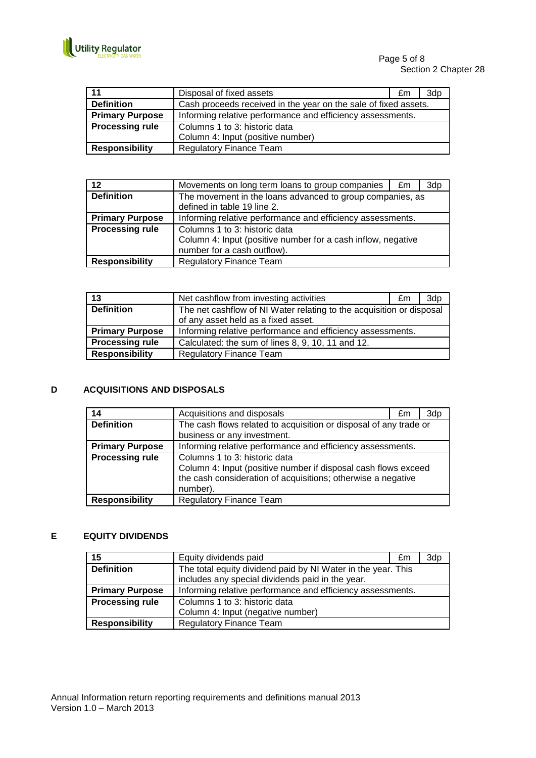| 11 | Disposal of fixed assets | £m | 3dp |
|---|---|---|---|
| **Definition** | Cash proceeds received in the year on the sale of fixed assets. | | |
| **Primary Purpose** | Informing relative performance and efficiency assessments. | | |
| **Processing rule** | Columns 1 to 3: historic data<br>Column 4: Input (positive number) | | |
| **Responsibility** | Regulatory Finance Team | | |

| 12 | Movements on long term loans to group companies | £m | 3dp |
|---|---|---|---|
| **Definition** | The movement in the loans advanced to group companies, as defined in table 19 line 2. | | |
| **Primary Purpose** | Informing relative performance and efficiency assessments. | | |
| **Processing rule** | Columns 1 to 3: historic data<br>Column 4: Input (positive number for a cash inflow, negative number for a cash outflow). | | |
| **Responsibility** | Regulatory Finance Team | | |

| 13 | Net cashflow from investing activities | £m | 3dp |
|---|---|---|---|
| **Definition** | The net cashflow of NI Water relating to the acquisition or disposal of any asset held as a fixed asset. | | |
| **Primary Purpose** | Informing relative performance and efficiency assessments. | | |
| **Processing rule** | Calculated: the sum of lines 8, 9, 10, 11 and 12. | | |
| **Responsibility** | Regulatory Finance Team | | |

## D ACQUISITIONS AND DISPOSALS

| 14 | Acquisitions and disposals | £m | 3dp |
|---|---|---|---|
| **Definition** | The cash flows related to acquisition or disposal of any trade or business or any investment. | | |
| **Primary Purpose** | Informing relative performance and efficiency assessments. | | |
| **Processing rule** | Columns 1 to 3: historic data<br>Column 4: Input (positive number if disposal cash flows exceed the cash consideration of acquisitions; otherwise a negative number). | | |
| **Responsibility** | Regulatory Finance Team | | |

## E EQUITY DIVIDENDS

| 15 | Equity dividends paid | £m | 3dp |
|---|---|---|---|
| **Definition** | The total equity dividend paid by NI Water in the year. This includes any special dividends paid in the year. | | |
| **Primary Purpose** | Informing relative performance and efficiency assessments. | | |
| **Processing rule** | Columns 1 to 3: historic data<br>Column 4: Input (negative number) | | |
| **Responsibility** | Regulatory Finance Team | | |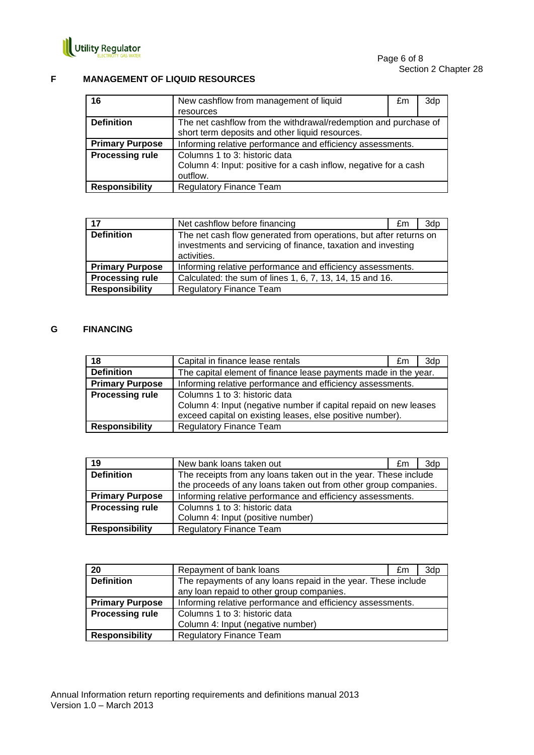## F MANAGEMENT OF LIQUID RESOURCES

| 16 | New cashflow from management of liquid resources | £m | 3dp |
|---|---|---|---|
| **Definition** | The net cashflow from the withdrawal/redemption and purchase of short term deposits and other liquid resources. | | |
| **Primary Purpose** | Informing relative performance and efficiency assessments. | | |
| **Processing rule** | Columns 1 to 3: historic data<br>Column 4: Input: positive for a cash inflow, negative for a cash outflow. | | |
| **Responsibility** | Regulatory Finance Team | | |

| 17 | Net cashflow before financing | £m | 3dp |
|---|---|---|---|
| **Definition** | The net cash flow generated from operations, but after returns on investments and servicing of finance, taxation and investing activities. | | |
| **Primary Purpose** | Informing relative performance and efficiency assessments. | | |
| **Processing rule** | Calculated: the sum of lines 1, 6, 7, 13, 14, 15 and 16. | | |
| **Responsibility** | Regulatory Finance Team | | |

## G FINANCING

| 18 | Capital in finance lease rentals | £m | 3dp |
|---|---|---|---|
| **Definition** | The capital element of finance lease payments made in the year. | | |
| **Primary Purpose** | Informing relative performance and efficiency assessments. | | |
| **Processing rule** | Columns 1 to 3: historic data<br>Column 4: Input (negative number if capital repaid on new leases exceed capital on existing leases, else positive number). | | |
| **Responsibility** | Regulatory Finance Team | | |

| 19 | New bank loans taken out | £m | 3dp |
|---|---|---|---|
| **Definition** | The receipts from any loans taken out in the year. These include the proceeds of any loans taken out from other group companies. | | |
| **Primary Purpose** | Informing relative performance and efficiency assessments. | | |
| **Processing rule** | Columns 1 to 3: historic data<br>Column 4: Input (positive number) | | |
| **Responsibility** | Regulatory Finance Team | | |

| 20 | Repayment of bank loans | £m | 3dp |
|---|---|---|---|
| **Definition** | The repayments of any loans repaid in the year. These include any loan repaid to other group companies. | | |
| **Primary Purpose** | Informing relative performance and efficiency assessments. | | |
| **Processing rule** | Columns 1 to 3: historic data<br>Column 4: Input (negative number) | | |
| **Responsibility** | Regulatory Finance Team | | |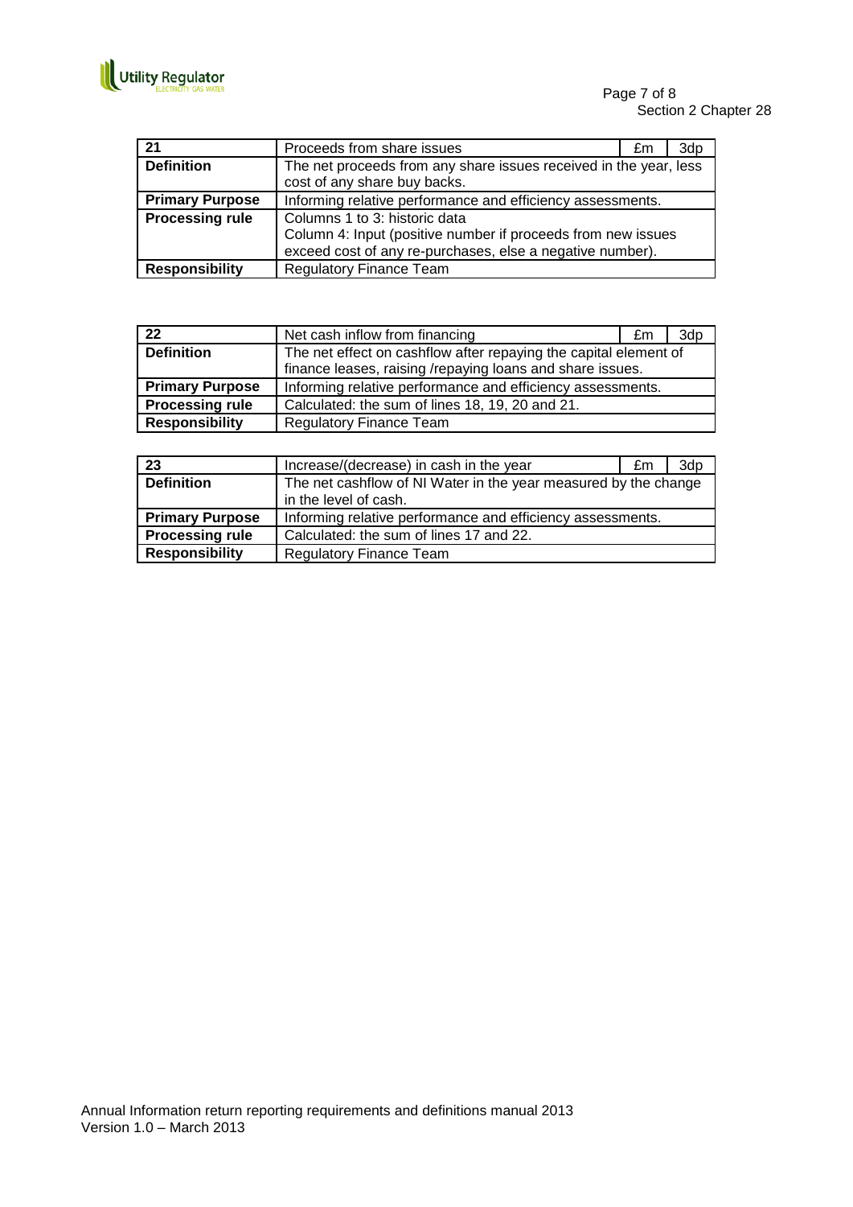| 21 | Proceeds from share issues | £m | 3dp |
|---|---|---|---|
| **Definition** | The net proceeds from any share issues received in the year, less cost of any share buy backs. | | |
| **Primary Purpose** | Informing relative performance and efficiency assessments. | | |
| **Processing rule** | Columns 1 to 3: historic data<br>Column 4: Input (positive number if proceeds from new issues exceed cost of any re-purchases, else a negative number). | | |
| **Responsibility** | Regulatory Finance Team | | |

| 22 | Net cash inflow from financing | £m | 3dp |
|---|---|---|---|
| **Definition** | The net effect on cashflow after repaying the capital element of finance leases, raising /repaying loans and share issues. | | |
| **Primary Purpose** | Informing relative performance and efficiency assessments. | | |
| **Processing rule** | Calculated: the sum of lines 18, 19, 20 and 21. | | |
| **Responsibility** | Regulatory Finance Team | | |

| 23 | Increase/(decrease) in cash in the year | £m | 3dp |
|---|---|---|---|
| **Definition** | The net cashflow of NI Water in the year measured by the change in the level of cash. | | |
| **Primary Purpose** | Informing relative performance and efficiency assessments. | | |
| **Processing rule** | Calculated: the sum of lines 17 and 22. | | |
| **Responsibility** | Regulatory Finance Team | | |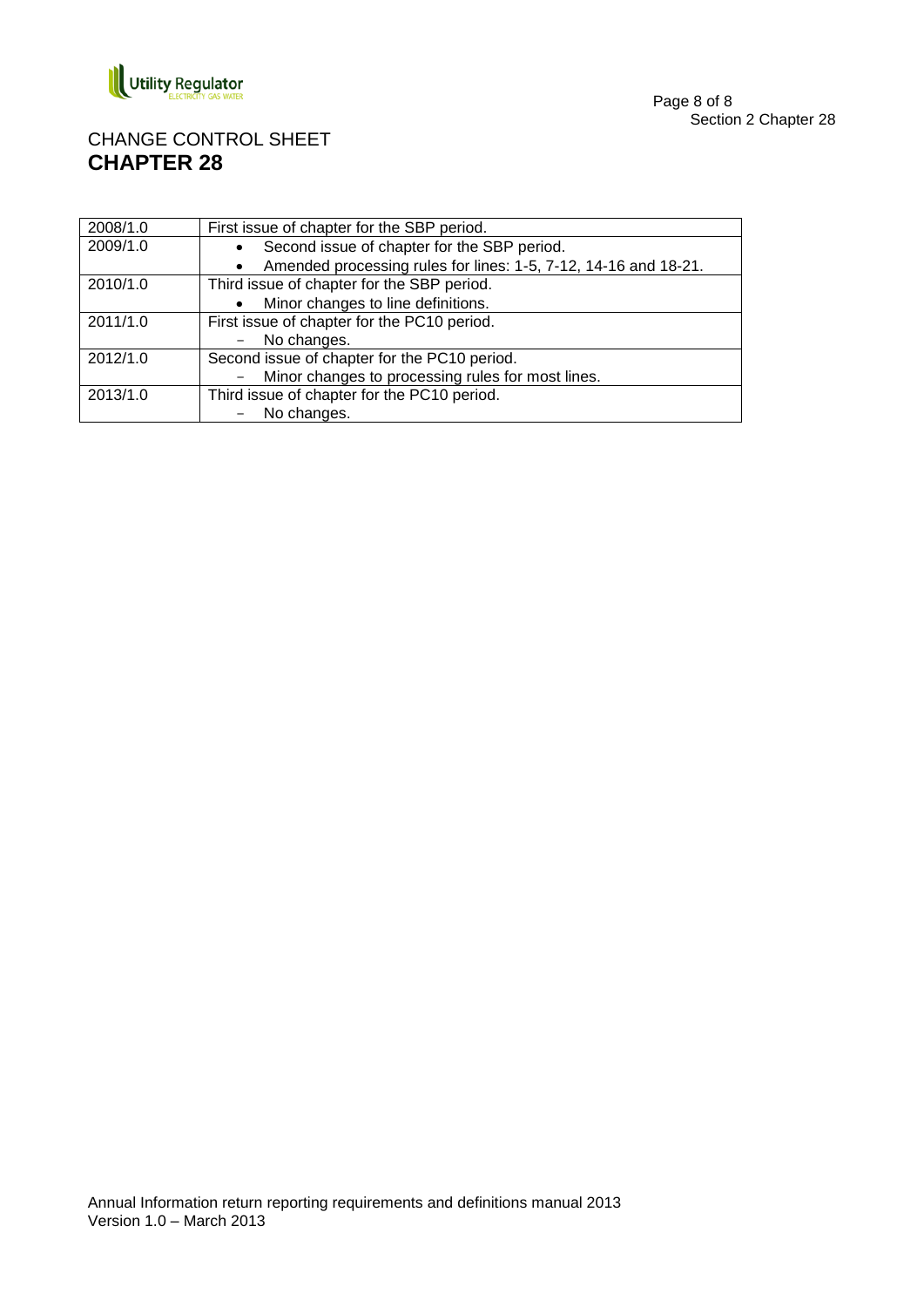CHANGE CONTROL SHEET

# CHAPTER 28

| | |
|---|---|
| 2008/1.0 | First issue of chapter for the SBP period. |
| 2009/1.0 | • Second issue of chapter for the SBP period.<br>• Amended processing rules for lines: 1-5, 7-12, 14-16 and 18-21. |
| 2010/1.0 | Third issue of chapter for the SBP period.<br>• Minor changes to line definitions. |
| 2011/1.0 | First issue of chapter for the PC10 period.<br>- No changes. |
| 2012/1.0 | Second issue of chapter for the PC10 period.<br>- Minor changes to processing rules for most lines. |
| 2013/1.0 | Third issue of chapter for the PC10 period.<br>- No changes. |